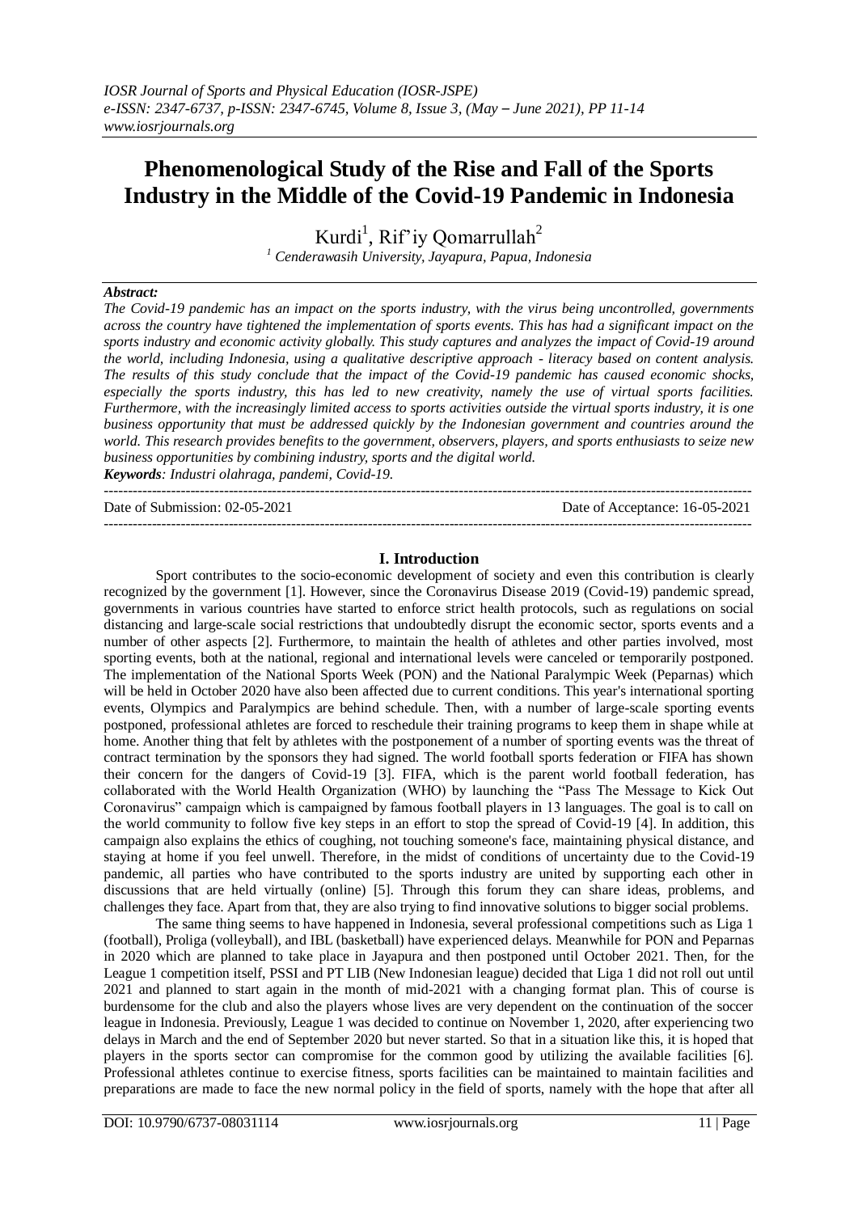# Phenomenological Study of the Rise and Fall of the Sports Industry in the Middle of the Covid-19 Pandemic in Indonesia

Kurdi[1], Rif'iy Qomarrullah[2]

[1] Cenderawasih University, Jayapura, Papua, Indonesia

***Abstract:***

*The Covid-19 pandemic has an impact on the sports industry, with the virus being uncontrolled, governments across the country have tightened the implementation of sports events. This has had a significant impact on the sports industry and economic activity globally. This study captures and analyzes the impact of Covid-19 around the world, including Indonesia, using a qualitative descriptive approach - literacy based on content analysis. The results of this study conclude that the impact of the Covid-19 pandemic has caused economic shocks, especially the sports industry, this has led to new creativity, namely the use of virtual sports facilities. Furthermore, with the increasingly limited access to sports activities outside the virtual sports industry, it is one business opportunity that must be addressed quickly by the Indonesian government and countries around the world. This research provides benefits to the government, observers, players, and sports enthusiasts to seize new business opportunities by combining industry, sports and the digital world.*

***Keywords****: Industri olahraga, pandemi, Covid-19.*

---

Date of Submission: 02-05-2021 Date of Acceptance: 16-05-2021

---

## I. Introduction

Sport contributes to the socio-economic development of society and even this contribution is clearly recognized by the government [1]. However, since the Coronavirus Disease 2019 (Covid-19) pandemic spread, governments in various countries have started to enforce strict health protocols, such as regulations on social distancing and large-scale social restrictions that undoubtedly disrupt the economic sector, sports events and a number of other aspects [2]. Furthermore, to maintain the health of athletes and other parties involved, most sporting events, both at the national, regional and international levels were canceled or temporarily postponed. The implementation of the National Sports Week (PON) and the National Paralympic Week (Peparnas) which will be held in October 2020 have also been affected due to current conditions. This year's international sporting events, Olympics and Paralympics are behind schedule. Then, with a number of large-scale sporting events postponed, professional athletes are forced to reschedule their training programs to keep them in shape while at home. Another thing that felt by athletes with the postponement of a number of sporting events was the threat of contract termination by the sponsors they had signed. The world football sports federation or FIFA has shown their concern for the dangers of Covid-19 [3]. FIFA, which is the parent world football federation, has collaborated with the World Health Organization (WHO) by launching the "Pass The Message to Kick Out Coronavirus" campaign which is campaigned by famous football players in 13 languages. The goal is to call on the world community to follow five key steps in an effort to stop the spread of Covid-19 [4]. In addition, this campaign also explains the ethics of coughing, not touching someone's face, maintaining physical distance, and staying at home if you feel unwell. Therefore, in the midst of conditions of uncertainty due to the Covid-19 pandemic, all parties who have contributed to the sports industry are united by supporting each other in discussions that are held virtually (online) [5]. Through this forum they can share ideas, problems, and challenges they face. Apart from that, they are also trying to find innovative solutions to bigger social problems.

The same thing seems to have happened in Indonesia, several professional competitions such as Liga 1 (football), Proliga (volleyball), and IBL (basketball) have experienced delays. Meanwhile for PON and Peparnas in 2020 which are planned to take place in Jayapura and then postponed until October 2021. Then, for the League 1 competition itself, PSSI and PT LIB (New Indonesian league) decided that Liga 1 did not roll out until 2021 and planned to start again in the month of mid-2021 with a changing format plan. This of course is burdensome for the club and also the players whose lives are very dependent on the continuation of the soccer league in Indonesia. Previously, League 1 was decided to continue on November 1, 2020, after experiencing two delays in March and the end of September 2020 but never started. So that in a situation like this, it is hoped that players in the sports sector can compromise for the common good by utilizing the available facilities [6]. Professional athletes continue to exercise fitness, sports facilities can be maintained to maintain facilities and preparations are made to face the new normal policy in the field of sports, namely with the hope that after all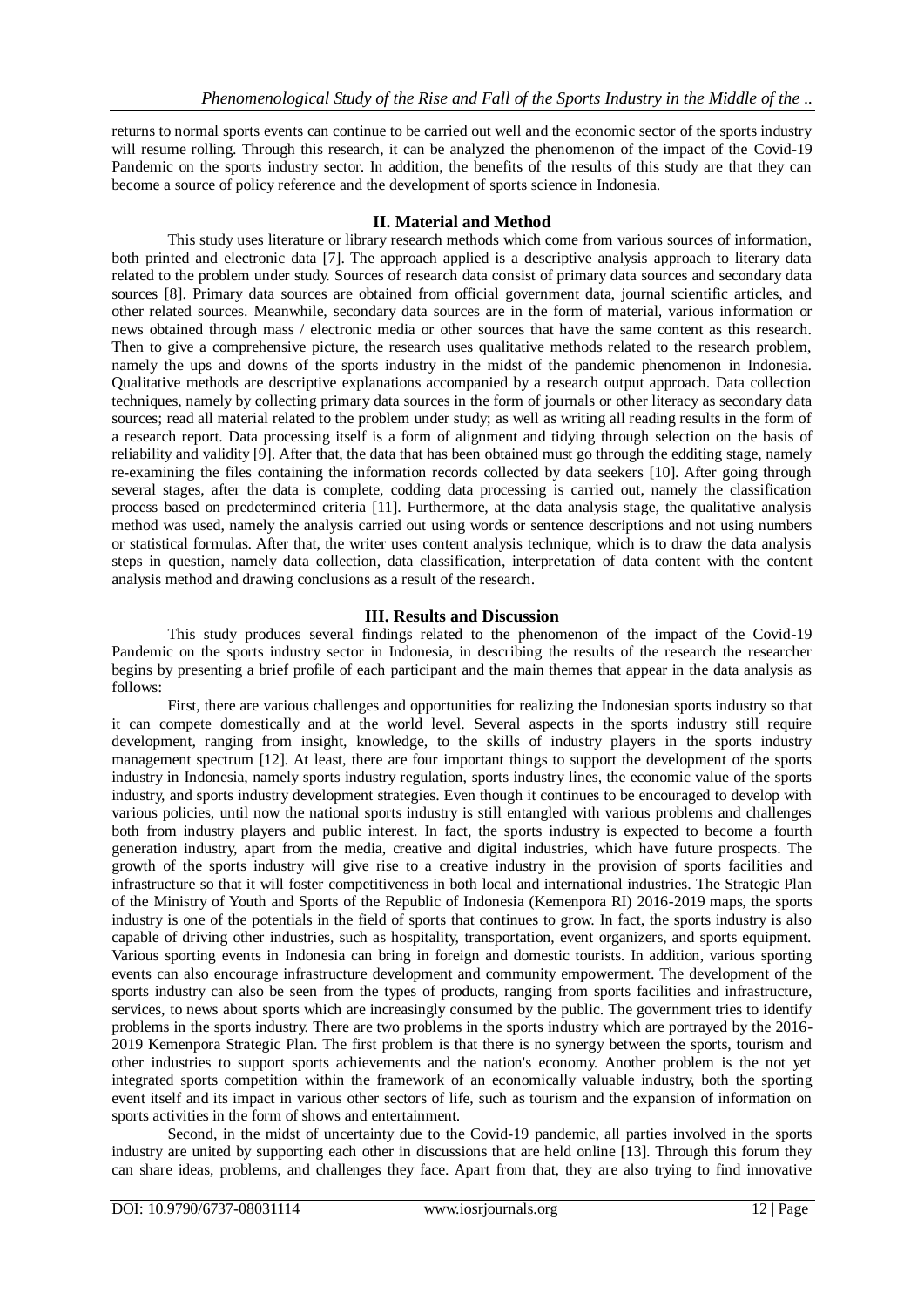returns to normal sports events can continue to be carried out well and the economic sector of the sports industry will resume rolling. Through this research, it can be analyzed the phenomenon of the impact of the Covid-19 Pandemic on the sports industry sector. In addition, the benefits of the results of this study are that they can become a source of policy reference and the development of sports science in Indonesia.

## II. Material and Method

This study uses literature or library research methods which come from various sources of information, both printed and electronic data [7]. The approach applied is a descriptive analysis approach to literary data related to the problem under study. Sources of research data consist of primary data sources and secondary data sources [8]. Primary data sources are obtained from official government data, journal scientific articles, and other related sources. Meanwhile, secondary data sources are in the form of material, various information or news obtained through mass / electronic media or other sources that have the same content as this research. Then to give a comprehensive picture, the research uses qualitative methods related to the research problem, namely the ups and downs of the sports industry in the midst of the pandemic phenomenon in Indonesia. Qualitative methods are descriptive explanations accompanied by a research output approach. Data collection techniques, namely by collecting primary data sources in the form of journals or other literacy as secondary data sources; read all material related to the problem under study; as well as writing all reading results in the form of a research report. Data processing itself is a form of alignment and tidying through selection on the basis of reliability and validity [9]. After that, the data that has been obtained must go through the eddlting stage, namely re-examining the files containing the information records collected by data seekers [10]. After going through several stages, after the data is complete, codding data processing is carried out, namely the classification process based on predetermined criteria [11]. Furthermore, at the data analysis stage, the qualitative analysis method was used, namely the analysis carried out using words or sentence descriptions and not using numbers or statistical formulas. After that, the writer uses content analysis technique, which is to draw the data analysis steps in question, namely data collection, data classification, interpretation of data content with the content analysis method and drawing conclusions as a result of the research.

## III. Results and Discussion

This study produces several findings related to the phenomenon of the impact of the Covid-19 Pandemic on the sports industry sector in Indonesia, in describing the results of the research the researcher begins by presenting a brief profile of each participant and the main themes that appear in the data analysis as follows:

First, there are various challenges and opportunities for realizing the Indonesian sports industry so that it can compete domestically and at the world level. Several aspects in the sports industry still require development, ranging from insight, knowledge, to the skills of industry players in the sports industry management spectrum [12]. At least, there are four important things to support the development of the sports industry in Indonesia, namely sports industry regulation, sports industry lines, the economic value of the sports industry, and sports industry development strategies. Even though it continues to be encouraged to develop with various policies, until now the national sports industry is still entangled with various problems and challenges both from industry players and public interest. In fact, the sports industry is expected to become a fourth generation industry, apart from the media, creative and digital industries, which have future prospects. The growth of the sports industry will give rise to a creative industry in the provision of sports facilities and infrastructure so that it will foster competitiveness in both local and international industries. The Strategic Plan of the Ministry of Youth and Sports of the Republic of Indonesia (Kemenpora RI) 2016-2019 maps, the sports industry is one of the potentials in the field of sports that continues to grow. In fact, the sports industry is also capable of driving other industries, such as hospitality, transportation, event organizers, and sports equipment. Various sporting events in Indonesia can bring in foreign and domestic tourists. In addition, various sporting events can also encourage infrastructure development and community empowerment. The development of the sports industry can also be seen from the types of products, ranging from sports facilities and infrastructure, services, to news about sports which are increasingly consumed by the public. The government tries to identify problems in the sports industry. There are two problems in the sports industry which are portrayed by the 2016-2019 Kemenpora Strategic Plan. The first problem is that there is no synergy between the sports, tourism and other industries to support sports achievements and the nation's economy. Another problem is the not yet integrated sports competition within the framework of an economically valuable industry, both the sporting event itself and its impact in various other sectors of life, such as tourism and the expansion of information on sports activities in the form of shows and entertainment.

Second, in the midst of uncertainty due to the Covid-19 pandemic, all parties involved in the sports industry are united by supporting each other in discussions that are held online [13]. Through this forum they can share ideas, problems, and challenges they face. Apart from that, they are also trying to find innovative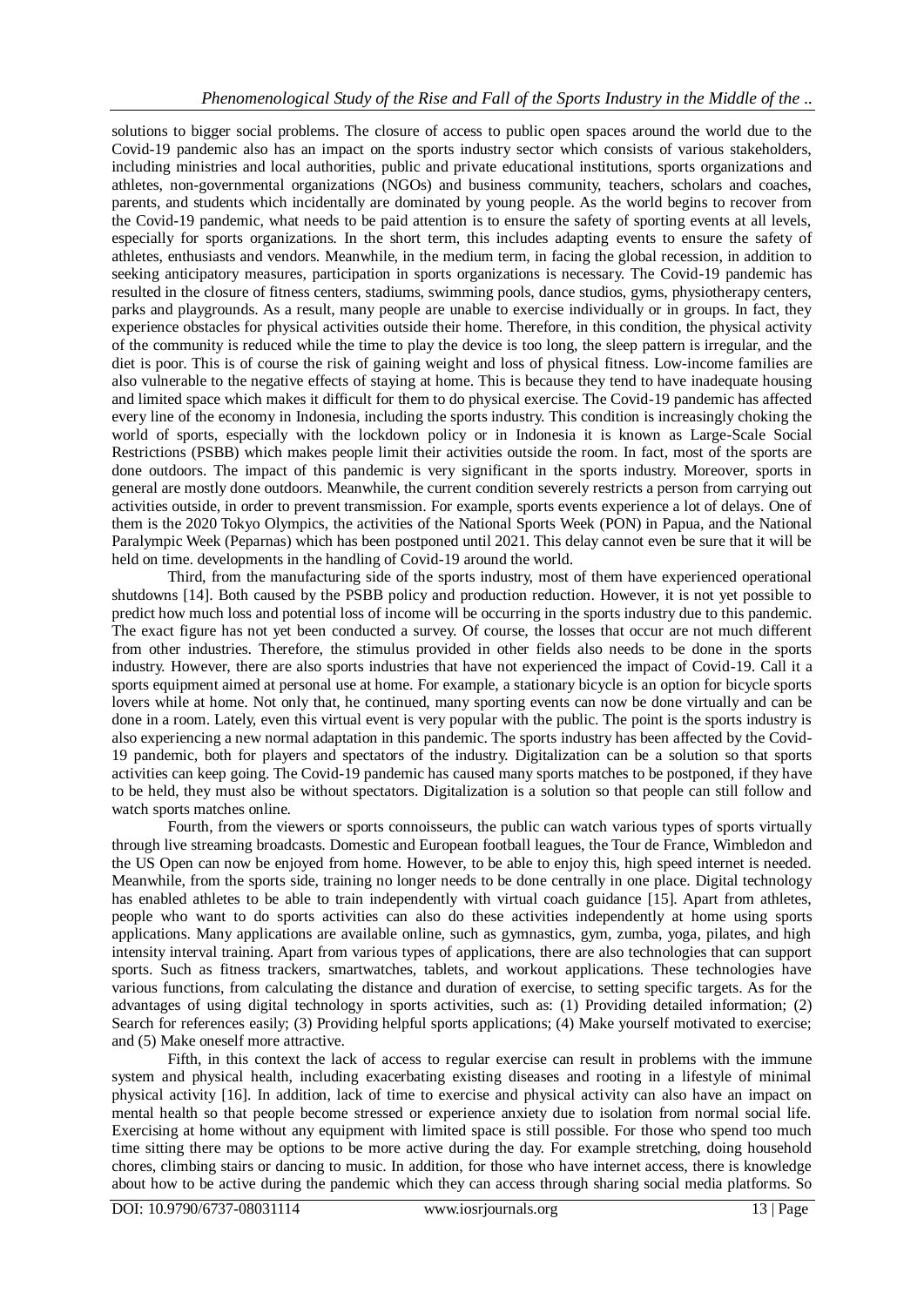solutions to bigger social problems. The closure of access to public open spaces around the world due to the Covid-19 pandemic also has an impact on the sports industry sector which consists of various stakeholders, including ministries and local authorities, public and private educational institutions, sports organizations and athletes, non-governmental organizations (NGOs) and business community, teachers, scholars and coaches, parents, and students which incidentally are dominated by young people. As the world begins to recover from the Covid-19 pandemic, what needs to be paid attention is to ensure the safety of sporting events at all levels, especially for sports organizations. In the short term, this includes adapting events to ensure the safety of athletes, enthusiasts and vendors. Meanwhile, in the medium term, in facing the global recession, in addition to seeking anticipatory measures, participation in sports organizations is necessary. The Covid-19 pandemic has resulted in the closure of fitness centers, stadiums, swimming pools, dance studios, gyms, physiotherapy centers, parks and playgrounds. As a result, many people are unable to exercise individually or in groups. In fact, they experience obstacles for physical activities outside their home. Therefore, in this condition, the physical activity of the community is reduced while the time to play the device is too long, the sleep pattern is irregular, and the diet is poor. This is of course the risk of gaining weight and loss of physical fitness. Low-income families are also vulnerable to the negative effects of staying at home. This is because they tend to have inadequate housing and limited space which makes it difficult for them to do physical exercise. The Covid-19 pandemic has affected every line of the economy in Indonesia, including the sports industry. This condition is increasingly choking the world of sports, especially with the lockdown policy or in Indonesia it is known as Large-Scale Social Restrictions (PSBB) which makes people limit their activities outside the room. In fact, most of the sports are done outdoors. The impact of this pandemic is very significant in the sports industry. Moreover, sports in general are mostly done outdoors. Meanwhile, the current condition severely restricts a person from carrying out activities outside, in order to prevent transmission. For example, sports events experience a lot of delays. One of them is the 2020 Tokyo Olympics, the activities of the National Sports Week (PON) in Papua, and the National Paralympic Week (Peparnas) which has been postponed until 2021. This delay cannot even be sure that it will be held on time. developments in the handling of Covid-19 around the world.

Third, from the manufacturing side of the sports industry, most of them have experienced operational shutdowns [14]. Both caused by the PSBB policy and production reduction. However, it is not yet possible to predict how much loss and potential loss of income will be occurring in the sports industry due to this pandemic. The exact figure has not yet been conducted a survey. Of course, the losses that occur are not much different from other industries. Therefore, the stimulus provided in other fields also needs to be done in the sports industry. However, there are also sports industries that have not experienced the impact of Covid-19. Call it a sports equipment aimed at personal use at home. For example, a stationary bicycle is an option for bicycle sports lovers while at home. Not only that, he continued, many sporting events can now be done virtually and can be done in a room. Lately, even this virtual event is very popular with the public. The point is the sports industry is also experiencing a new normal adaptation in this pandemic. The sports industry has been affected by the Covid-19 pandemic, both for players and spectators of the industry. Digitalization can be a solution so that sports activities can keep going. The Covid-19 pandemic has caused many sports matches to be postponed, if they have to be held, they must also be without spectators. Digitalization is a solution so that people can still follow and watch sports matches online.

Fourth, from the viewers or sports connoisseurs, the public can watch various types of sports virtually through live streaming broadcasts. Domestic and European football leagues, the Tour de France, Wimbledon and the US Open can now be enjoyed from home. However, to be able to enjoy this, high speed internet is needed. Meanwhile, from the sports side, training no longer needs to be done centrally in one place. Digital technology has enabled athletes to be able to train independently with virtual coach guidance [15]. Apart from athletes, people who want to do sports activities can also do these activities independently at home using sports applications. Many applications are available online, such as gymnastics, gym, zumba, yoga, pilates, and high intensity interval training. Apart from various types of applications, there are also technologies that can support sports. Such as fitness trackers, smartwatches, tablets, and workout applications. These technologies have various functions, from calculating the distance and duration of exercise, to setting specific targets. As for the advantages of using digital technology in sports activities, such as: (1) Providing detailed information; (2) Search for references easily; (3) Providing helpful sports applications; (4) Make yourself motivated to exercise; and (5) Make oneself more attractive.

Fifth, in this context the lack of access to regular exercise can result in problems with the immune system and physical health, including exacerbating existing diseases and rooting in a lifestyle of minimal physical activity [16]. In addition, lack of time to exercise and physical activity can also have an impact on mental health so that people become stressed or experience anxiety due to isolation from normal social life. Exercising at home without any equipment with limited space is still possible. For those who spend too much time sitting there may be options to be more active during the day. For example stretching, doing household chores, climbing stairs or dancing to music. In addition, for those who have internet access, there is knowledge about how to be active during the pandemic which they can access through sharing social media platforms. So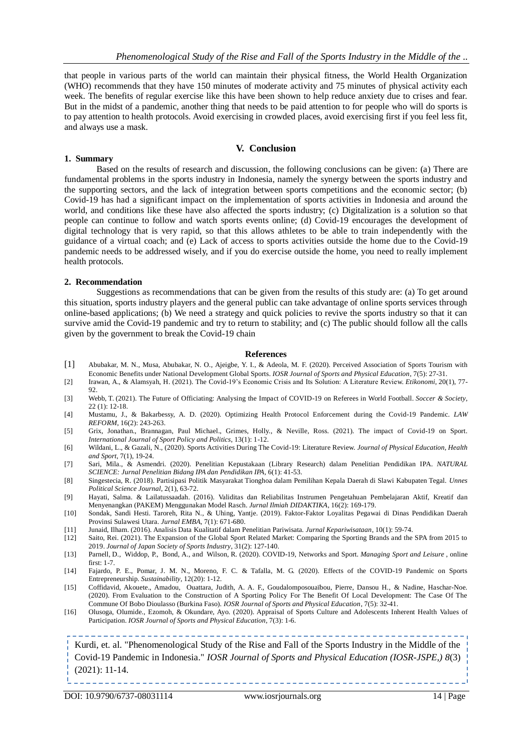that people in various parts of the world can maintain their physical fitness, the World Health Organization (WHO) recommends that they have 150 minutes of moderate activity and 75 minutes of physical activity each week. The benefits of regular exercise like this have been shown to help reduce anxiety due to crises and fear. But in the midst of a pandemic, another thing that needs to be paid attention to for people who will do sports is to pay attention to health protocols. Avoid exercising in crowded places, avoid exercising first if you feel less fit, and always use a mask.

## V. Conclusion

### 1. Summary

Based on the results of research and discussion, the following conclusions can be given: (a) There are fundamental problems in the sports industry in Indonesia, namely the synergy between the sports industry and the supporting sectors, and the lack of integration between sports competitions and the economic sector; (b) Covid-19 has had a significant impact on the implementation of sports activities in Indonesia and around the world, and conditions like these have also affected the sports industry; (c) Digitalization is a solution so that people can continue to follow and watch sports events online; (d) Covid-19 encourages the development of digital technology that is very rapid, so that this allows athletes to be able to train independently with the guidance of a virtual coach; and (e) Lack of access to sports activities outside the home due to the Covid-19 pandemic needs to be addressed wisely, and if you do exercise outside the home, you need to really implement health protocols.

### 2. Recommendation

Suggestions as recommendations that can be given from the results of this study are: (a) To get around this situation, sports industry players and the general public can take advantage of online sports services through online-based applications; (b) We need a strategy and quick policies to revive the sports industry so that it can survive amid the Covid-19 pandemic and try to return to stability; and (c) The public should follow all the calls given by the government to break the Covid-19 chain

## References

[1] Abubakar, M. N., Musa, Abubakar, N. O., Ajeigbe, Y. I., & Adeola, M. F. (2020). Perceived Association of Sports Tourism with Economic Benefits under National Development Global Sports. *IOSR Journal of Sports and Physical Education*, 7(5): 27-31.

[2] Irawan, A., & Alamsyah, H. (2021). The Covid-19's Economic Crisis and Its Solution: A Literature Review. *Etikonomi*, 20(1), 77-92.

[3] Webb, T. (2021). The Future of Officiating: Analysing the Impact of COVID-19 on Referees in World Football. *Soccer & Society*, 22 (1): 12-18.

[4] Mustamu, J., & Bakarbessy, A. D. (2020). Optimizing Health Protocol Enforcement during the Covid-19 Pandemic. *LAW REFORM*, 16(2): 243-263.

[5] Grix, Jonathan., Brannagan, Paul Michael., Grimes, Holly., & Neville, Ross. (2021). The impact of Covid-19 on Sport. *International Journal of Sport Policy and Politics*, 13(1): 1-12.

[6] Wildani, L., & Gazali, N., (2020). Sports Activities During The Covid-19: Literature Review. *Journal of Physical Education, Health and Sport*, 7(1), 19-24.

[7] Sari, Mila., & Asmendri. (2020). Penelitian Kepustakaan (Library Research) dalam Penelitian Pendidikan IPA. *NATURAL SCIENCE: Jurnal Penelitian Bidang IPA dan Pendidikan IPA*, 6(1): 41-53.

[8] Singestecia, R. (2018). Partisipasi Politik Masyarakat Tionghoa dalam Pemilihan Kepala Daerah di Slawi Kabupaten Tegal. *Unnes Political Science Journal*, 2(1), 63-72.

[9] Hayati, Salma. & Lailatussaadah. (2016). Validitas dan Reliabilitas Instrumen Pengetahuan Pembelajaran Aktif, Kreatif dan Menyenangkan (PAKEM) Menggunakan Model Rasch. *Jurnal Ilmiah DIDAKTIKA*, 16(2): 169-179.

[10] Sondak, Sandi Hesti. Taroreh, Rita N., & Uhing, Yantje. (2019). Faktor-Faktor Loyalitas Pegawai di Dinas Pendidikan Daerah Provinsi Sulawesi Utara. *Jurnal EMBA*, 7(1): 671-680.

[11] Junaid, Ilham. (2016). Analisis Data Kualitatif dalam Penelitian Pariwisata. *Jurnal Kepariwisataan*, 10(1): 59-74.

[12] Saito, Rei. (2021). The Expansion of the Global Sport Related Market: Comparing the Sporting Brands and the SPA from 2015 to 2019. *Journal of Japan Society of Sports Industry*, 31(2): 127-140.

[13] Parnell, D., Widdop, P., Bond, A., and Wilson, R. (2020). COVID-19, Networks and Sport. *Managing Sport and Leisure* , online first: 1-7.

[14] Fajardo, P. E., Pomar, J. M. N., Moreno, F. C. & Tafalla, M. G. (2020). Effects of the COVID-19 Pandemic on Sports Entrepreneurship. *Sustainability*, 12(20): 1-12.

[15] Coffidavid, Akouete., Amadou, Ouattara, Judith, A. A. F., Goudalomposouaïbou, Pierre, Dansou H., & Nadine, Haschar-Noe. (2020). From Evaluation to the Construction of A Sporting Policy For The Benefit Of Local Development: The Case Of The Commune Of Bobo Dioulasso (Burkina Faso). *IOSR Journal of Sports and Physical Education*, 7(5): 32-41.

[16] Olusoga, Olumide., Ezomoh, & Okundare, Ayo. (2020). Appraisal of Sports Culture and Adolescents Inherent Health Values of Participation. *IOSR Journal of Sports and Physical Education*, 7(3): 1-6.

Kurdi, et. al. "Phenomenological Study of the Rise and Fall of the Sports Industry in the Middle of the Covid-19 Pandemic in Indonesia." *IOSR Journal of Sports and Physical Education (IOSR-JSPE,) 8*(3) (2021): 11-14.